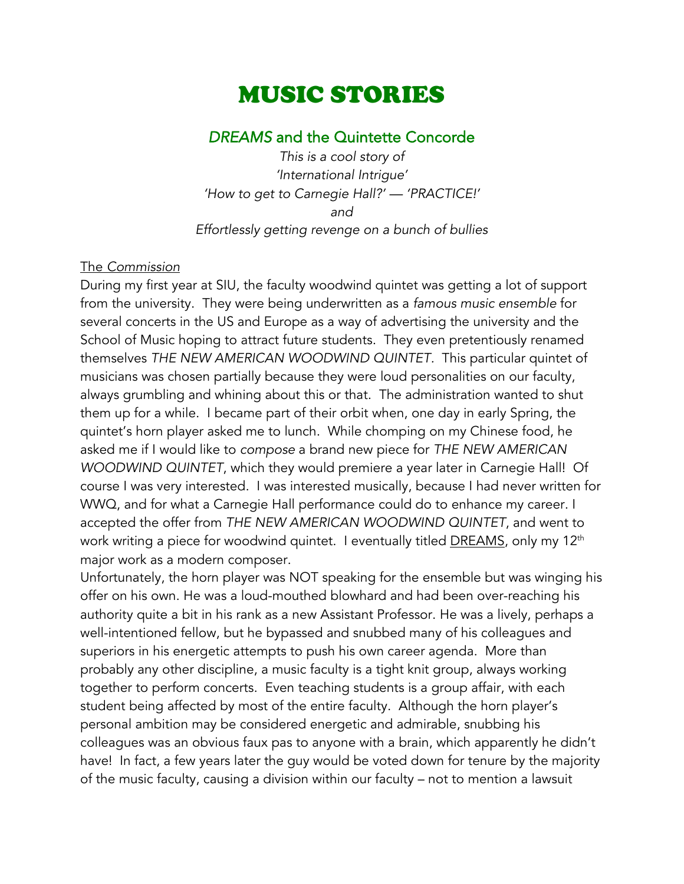# MUSIC STORIES

## *DREAMS* and the Quintette Concorde

*This is a cool story of*
*'International Intrigue'*
*'How to get to Carnegie Hall?' — 'PRACTICE!'*
*and*
*Effortlessly getting revenge on a bunch of bullies*

<u>The *Commission*</u>

During my first year at SIU, the faculty woodwind quintet was getting a lot of support from the university. They were being underwritten as a *famous music ensemble* for several concerts in the US and Europe as a way of advertising the university and the School of Music hoping to attract future students. They even pretentiously renamed themselves *THE NEW AMERICAN WOODWIND QUINTET*. This particular quintet of musicians was chosen partially because they were loud personalities on our faculty, always grumbling and whining about this or that. The administration wanted to shut them up for a while. I became part of their orbit when, one day in early Spring, the quintet's horn player asked me to lunch. While chomping on my Chinese food, he asked me if I would like to *compose* a brand new piece for *THE NEW AMERICAN WOODWIND QUINTET*, which they would premiere a year later in Carnegie Hall! Of course I was very interested. I was interested musically, because I had never written for WWQ, and for what a Carnegie Hall performance could do to enhance my career. I accepted the offer from *THE NEW AMERICAN WOODWIND QUINTET*, and went to work writing a piece for woodwind quintet. I eventually titled <u>DREAMS</u>, only my 12th major work as a modern composer.

Unfortunately, the horn player was NOT speaking for the ensemble but was winging his offer on his own. He was a loud-mouthed blowhard and had been over-reaching his authority quite a bit in his rank as a new Assistant Professor. He was a lively, perhaps a well-intentioned fellow, but he bypassed and snubbed many of his colleagues and superiors in his energetic attempts to push his own career agenda. More than probably any other discipline, a music faculty is a tight knit group, always working together to perform concerts. Even teaching students is a group affair, with each student being affected by most of the entire faculty. Although the horn player's personal ambition may be considered energetic and admirable, snubbing his colleagues was an obvious faux pas to anyone with a brain, which apparently he didn't have! In fact, a few years later the guy would be voted down for tenure by the majority of the music faculty, causing a division within our faculty – not to mention a lawsuit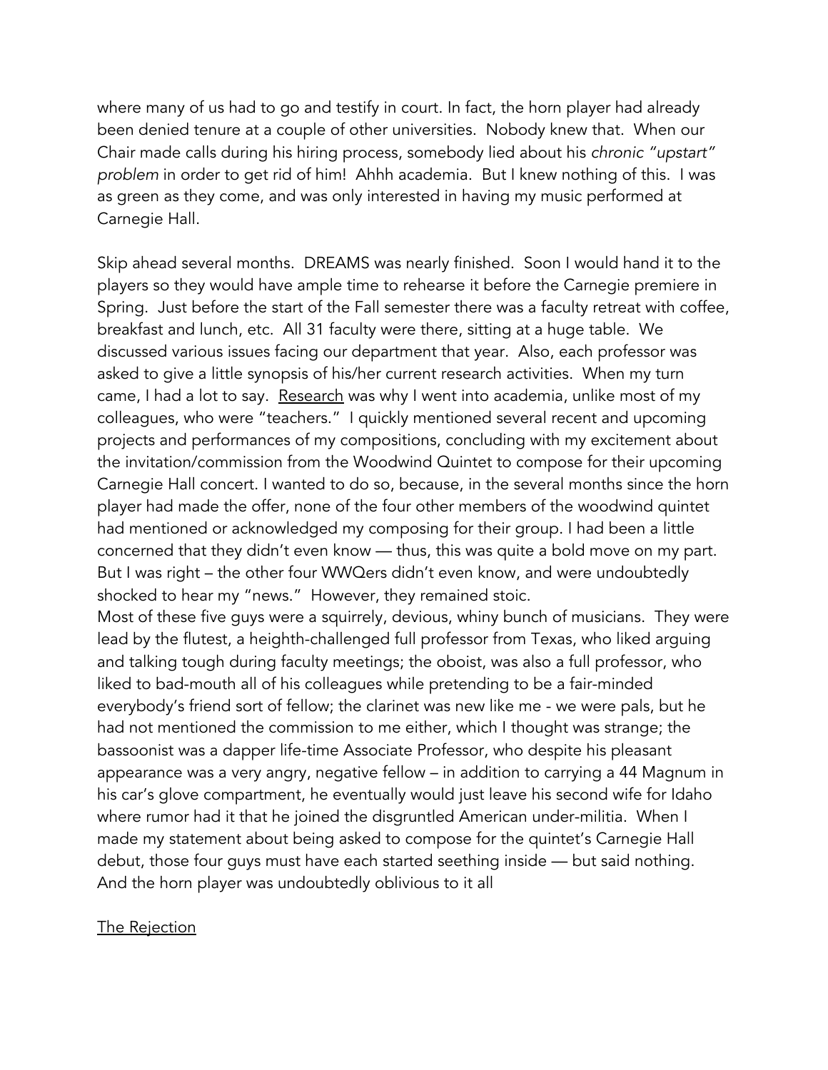where many of us had to go and testify in court. In fact, the horn player had already been denied tenure at a couple of other universities. Nobody knew that. When our Chair made calls during his hiring process, somebody lied about his *chronic "upstart" problem* in order to get rid of him! Ahhh academia. But I knew nothing of this. I was as green as they come, and was only interested in having my music performed at Carnegie Hall.

Skip ahead several months. DREAMS was nearly finished. Soon I would hand it to the players so they would have ample time to rehearse it before the Carnegie premiere in Spring. Just before the start of the Fall semester there was a faculty retreat with coffee, breakfast and lunch, etc. All 31 faculty were there, sitting at a huge table. We discussed various issues facing our department that year. Also, each professor was asked to give a little synopsis of his/her current research activities. When my turn came, I had a lot to say. <u>Research</u> was why I went into academia, unlike most of my colleagues, who were "teachers." I quickly mentioned several recent and upcoming projects and performances of my compositions, concluding with my excitement about the invitation/commission from the Woodwind Quintet to compose for their upcoming Carnegie Hall concert. I wanted to do so, because, in the several months since the horn player had made the offer, none of the four other members of the woodwind quintet had mentioned or acknowledged my composing for their group. I had been a little concerned that they didn't even know — thus, this was quite a bold move on my part. But I was right – the other four WWQers didn't even know, and were undoubtedly shocked to hear my "news." However, they remained stoic.
Most of these five guys were a squirrely, devious, whiny bunch of musicians. They were lead by the flutest, a heighth-challenged full professor from Texas, who liked arguing and talking tough during faculty meetings; the oboist, was also a full professor, who liked to bad-mouth all of his colleagues while pretending to be a fair-minded everybody's friend sort of fellow; the clarinet was new like me - we were pals, but he had not mentioned the commission to me either, which I thought was strange; the bassoonist was a dapper life-time Associate Professor, who despite his pleasant appearance was a very angry, negative fellow – in addition to carrying a 44 Magnum in his car's glove compartment, he eventually would just leave his second wife for Idaho where rumor had it that he joined the disgruntled American under-militia. When I made my statement about being asked to compose for the quintet's Carnegie Hall debut, those four guys must have each started seething inside — but said nothing. And the horn player was undoubtedly oblivious to it all

<u>The Rejection</u>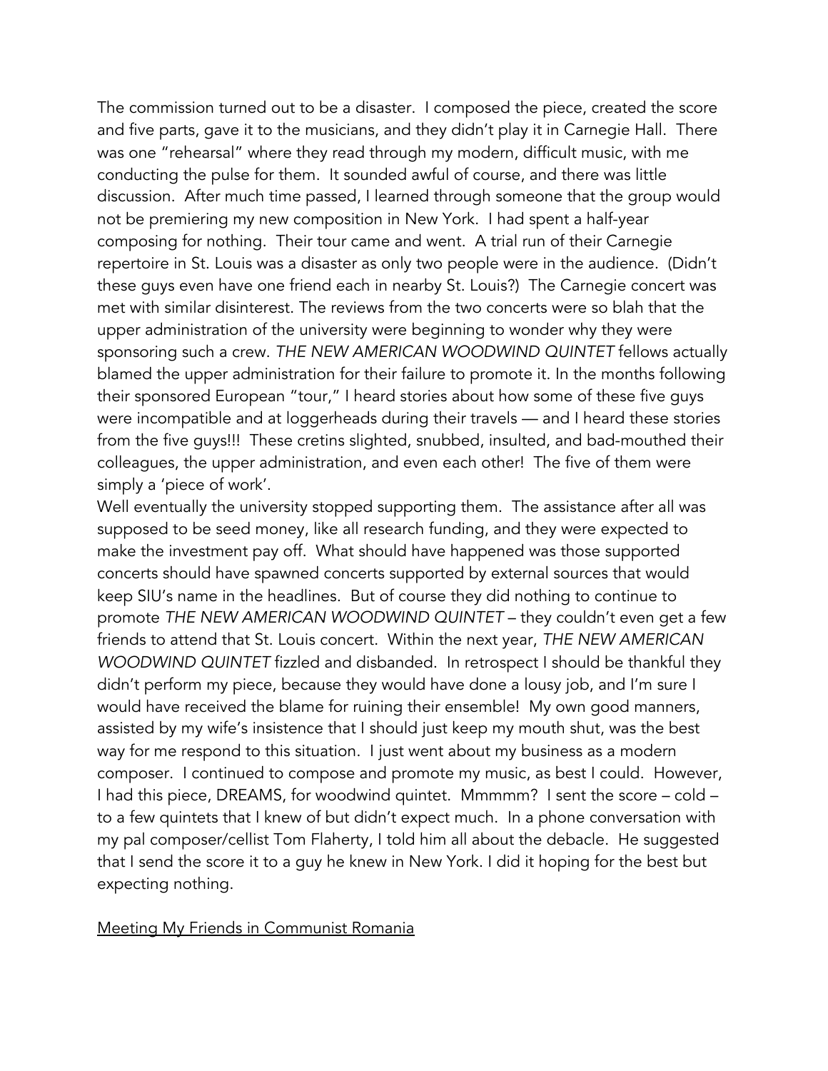The commission turned out to be a disaster. I composed the piece, created the score and five parts, gave it to the musicians, and they didn't play it in Carnegie Hall. There was one "rehearsal" where they read through my modern, difficult music, with me conducting the pulse for them. It sounded awful of course, and there was little discussion. After much time passed, I learned through someone that the group would not be premiering my new composition in New York. I had spent a half-year composing for nothing. Their tour came and went. A trial run of their Carnegie repertoire in St. Louis was a disaster as only two people were in the audience. (Didn't these guys even have one friend each in nearby St. Louis?) The Carnegie concert was met with similar disinterest. The reviews from the two concerts were so blah that the upper administration of the university were beginning to wonder why they were sponsoring such a crew. *THE NEW AMERICAN WOODWIND QUINTET* fellows actually blamed the upper administration for their failure to promote it. In the months following their sponsored European "tour," I heard stories about how some of these five guys were incompatible and at loggerheads during their travels — and I heard these stories from the five guys!!! These cretins slighted, snubbed, insulted, and bad-mouthed their colleagues, the upper administration, and even each other! The five of them were simply a 'piece of work'.

Well eventually the university stopped supporting them. The assistance after all was supposed to be seed money, like all research funding, and they were expected to make the investment pay off. What should have happened was those supported concerts should have spawned concerts supported by external sources that would keep SIU's name in the headlines. But of course they did nothing to continue to promote *THE NEW AMERICAN WOODWIND QUINTET* – they couldn't even get a few friends to attend that St. Louis concert. Within the next year, *THE NEW AMERICAN WOODWIND QUINTET* fizzled and disbanded. In retrospect I should be thankful they didn't perform my piece, because they would have done a lousy job, and I'm sure I would have received the blame for ruining their ensemble! My own good manners, assisted by my wife's insistence that I should just keep my mouth shut, was the best way for me respond to this situation. I just went about my business as a modern composer. I continued to compose and promote my music, as best I could. However, I had this piece, DREAMS, for woodwind quintet. Mmmmm? I sent the score – cold – to a few quintets that I knew of but didn't expect much. In a phone conversation with my pal composer/cellist Tom Flaherty, I told him all about the debacle. He suggested that I send the score it to a guy he knew in New York. I did it hoping for the best but expecting nothing.

<u>Meeting My Friends in Communist Romania</u>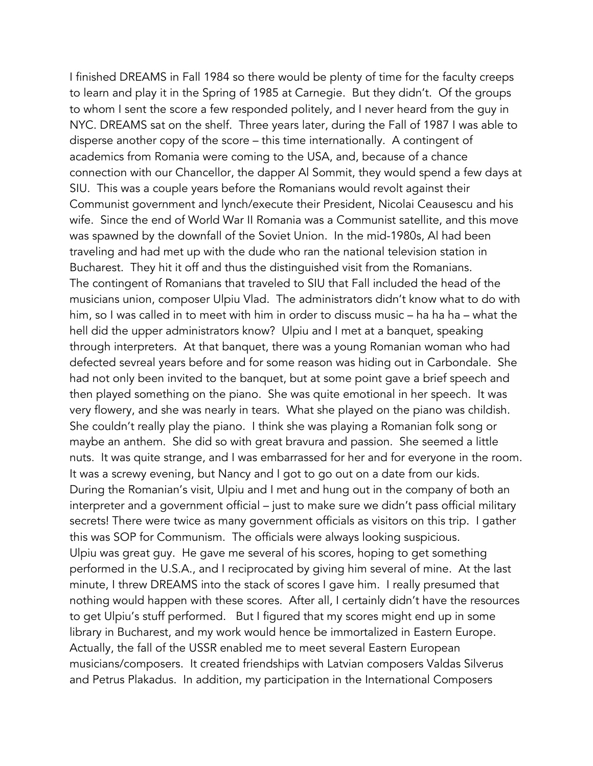I finished DREAMS in Fall 1984 so there would be plenty of time for the faculty creeps to learn and play it in the Spring of 1985 at Carnegie. But they didn't. Of the groups to whom I sent the score a few responded politely, and I never heard from the guy in NYC. DREAMS sat on the shelf. Three years later, during the Fall of 1987 I was able to disperse another copy of the score – this time internationally. A contingent of academics from Romania were coming to the USA, and, because of a chance connection with our Chancellor, the dapper Al Sommit, they would spend a few days at SIU. This was a couple years before the Romanians would revolt against their Communist government and lynch/execute their President, Nicolai Ceausescu and his wife. Since the end of World War II Romania was a Communist satellite, and this move was spawned by the downfall of the Soviet Union. In the mid-1980s, Al had been traveling and had met up with the dude who ran the national television station in Bucharest. They hit it off and thus the distinguished visit from the Romanians.

The contingent of Romanians that traveled to SIU that Fall included the head of the musicians union, composer Ulpiu Vlad. The administrators didn't know what to do with him, so I was called in to meet with him in order to discuss music – ha ha ha – what the hell did the upper administrators know? Ulpiu and I met at a banquet, speaking through interpreters. At that banquet, there was a young Romanian woman who had defected sevreal years before and for some reason was hiding out in Carbondale. She had not only been invited to the banquet, but at some point gave a brief speech and then played something on the piano. She was quite emotional in her speech. It was very flowery, and she was nearly in tears. What she played on the piano was childish. She couldn't really play the piano. I think she was playing a Romanian folk song or maybe an anthem. She did so with great bravura and passion. She seemed a little nuts. It was quite strange, and I was embarrassed for her and for everyone in the room. It was a screwy evening, but Nancy and I got to go out on a date from our kids.

During the Romanian's visit, Ulpiu and I met and hung out in the company of both an interpreter and a government official – just to make sure we didn't pass official military secrets! There were twice as many government officials as visitors on this trip. I gather this was SOP for Communism. The officials were always looking suspicious.

Ulpiu was great guy. He gave me several of his scores, hoping to get something performed in the U.S.A., and I reciprocated by giving him several of mine. At the last minute, I threw DREAMS into the stack of scores I gave him. I really presumed that nothing would happen with these scores. After all, I certainly didn't have the resources to get Ulpiu's stuff performed. But I figured that my scores might end up in some library in Bucharest, and my work would hence be immortalized in Eastern Europe. Actually, the fall of the USSR enabled me to meet several Eastern European musicians/composers. It created friendships with Latvian composers Valdas Silverus and Petrus Plakadus. In addition, my participation in the International Composers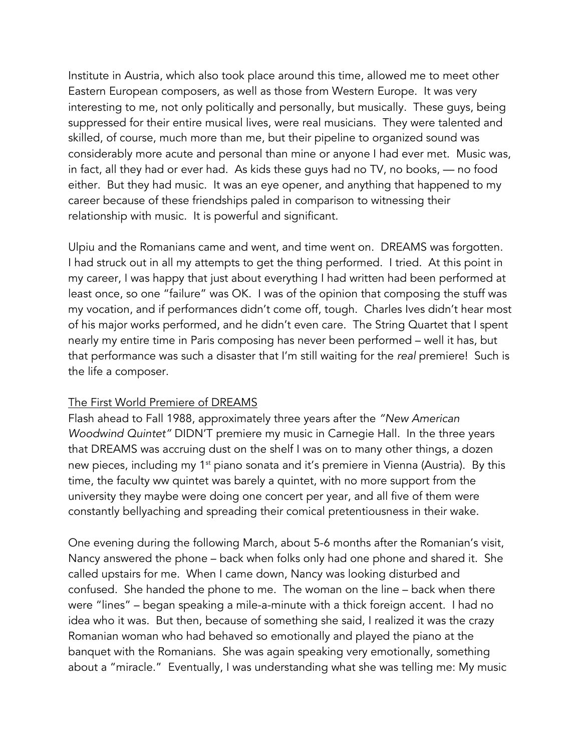Institute in Austria, which also took place around this time, allowed me to meet other Eastern European composers, as well as those from Western Europe. It was very interesting to me, not only politically and personally, but musically. These guys, being suppressed for their entire musical lives, were real musicians. They were talented and skilled, of course, much more than me, but their pipeline to organized sound was considerably more acute and personal than mine or anyone I had ever met. Music was, in fact, all they had or ever had. As kids these guys had no TV, no books, — no food either. But they had music. It was an eye opener, and anything that happened to my career because of these friendships paled in comparison to witnessing their relationship with music. It is powerful and significant.

Ulpiu and the Romanians came and went, and time went on. DREAMS was forgotten. I had struck out in all my attempts to get the thing performed. I tried. At this point in my career, I was happy that just about everything I had written had been performed at least once, so one "failure" was OK. I was of the opinion that composing the stuff was my vocation, and if performances didn't come off, tough. Charles Ives didn't hear most of his major works performed, and he didn't even care. The String Quartet that I spent nearly my entire time in Paris composing has never been performed – well it has, but that performance was such a disaster that I'm still waiting for the *real* premiere! Such is the life a composer.

<u>The First World Premiere of DREAMS</u>

Flash ahead to Fall 1988, approximately three years after the *"New American Woodwind Quintet"* DIDN'T premiere my music in Carnegie Hall. In the three years that DREAMS was accruing dust on the shelf I was on to many other things, a dozen new pieces, including my 1st piano sonata and it's premiere in Vienna (Austria). By this time, the faculty ww quintet was barely a quintet, with no more support from the university they maybe were doing one concert per year, and all five of them were constantly bellyaching and spreading their comical pretentiousness in their wake.

One evening during the following March, about 5-6 months after the Romanian's visit, Nancy answered the phone – back when folks only had one phone and shared it. She called upstairs for me. When I came down, Nancy was looking disturbed and confused. She handed the phone to me. The woman on the line – back when there were "lines" – began speaking a mile-a-minute with a thick foreign accent. I had no idea who it was. But then, because of something she said, I realized it was the crazy Romanian woman who had behaved so emotionally and played the piano at the banquet with the Romanians. She was again speaking very emotionally, something about a "miracle." Eventually, I was understanding what she was telling me: My music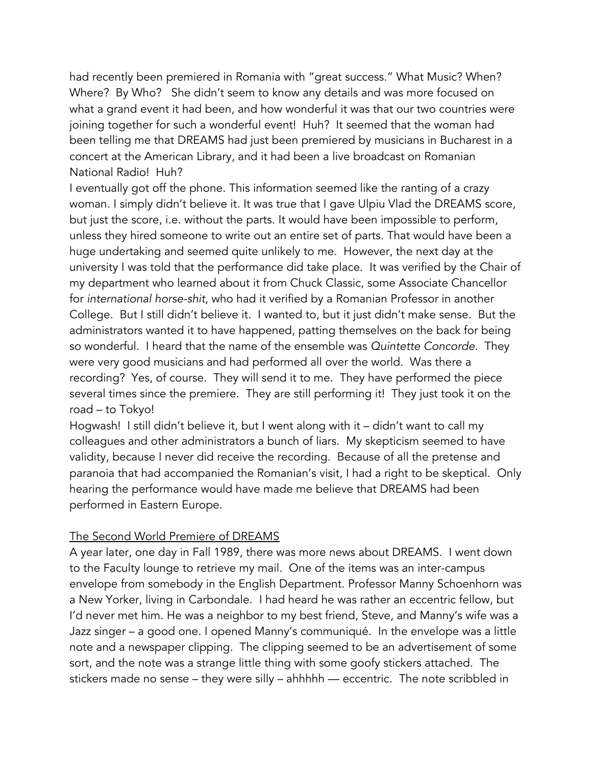had recently been premiered in Romania with "great success." What Music? When? Where? By Who? She didn't seem to know any details and was more focused on what a grand event it had been, and how wonderful it was that our two countries were joining together for such a wonderful event! Huh? It seemed that the woman had been telling me that DREAMS had just been premiered by musicians in Bucharest in a concert at the American Library, and it had been a live broadcast on Romanian National Radio! Huh?

I eventually got off the phone. This information seemed like the ranting of a crazy woman. I simply didn't believe it. It was true that I gave Ulpiu Vlad the DREAMS score, but just the score, i.e. without the parts. It would have been impossible to perform, unless they hired someone to write out an entire set of parts. That would have been a huge undertaking and seemed quite unlikely to me. However, the next day at the university I was told that the performance did take place. It was verified by the Chair of my department who learned about it from Chuck Classic, some Associate Chancellor for *international horse-shit*, who had it verified by a Romanian Professor in another College. But I still didn't believe it. I wanted to, but it just didn't make sense. But the administrators wanted it to have happened, patting themselves on the back for being so wonderful. I heard that the name of the ensemble was *Quintette Concorde*. They were very good musicians and had performed all over the world. Was there a recording? Yes, of course. They will send it to me. They have performed the piece several times since the premiere. They are still performing it! They just took it on the road – to Tokyo!

Hogwash! I still didn't believe it, but I went along with it – didn't want to call my colleagues and other administrators a bunch of liars. My skepticism seemed to have validity, because I never did receive the recording. Because of all the pretense and paranoia that had accompanied the Romanian's visit, I had a right to be skeptical. Only hearing the performance would have made me believe that DREAMS had been performed in Eastern Europe.

<u>The Second World Premiere of DREAMS</u>

A year later, one day in Fall 1989, there was more news about DREAMS. I went down to the Faculty lounge to retrieve my mail. One of the items was an inter-campus envelope from somebody in the English Department. Professor Manny Schoenhorn was a New Yorker, living in Carbondale. I had heard he was rather an eccentric fellow, but I'd never met him. He was a neighbor to my best friend, Steve, and Manny's wife was a Jazz singer – a good one. I opened Manny's communiqué. In the envelope was a little note and a newspaper clipping. The clipping seemed to be an advertisement of some sort, and the note was a strange little thing with some goofy stickers attached. The stickers made no sense – they were silly – ahhhhh — eccentric. The note scribbled in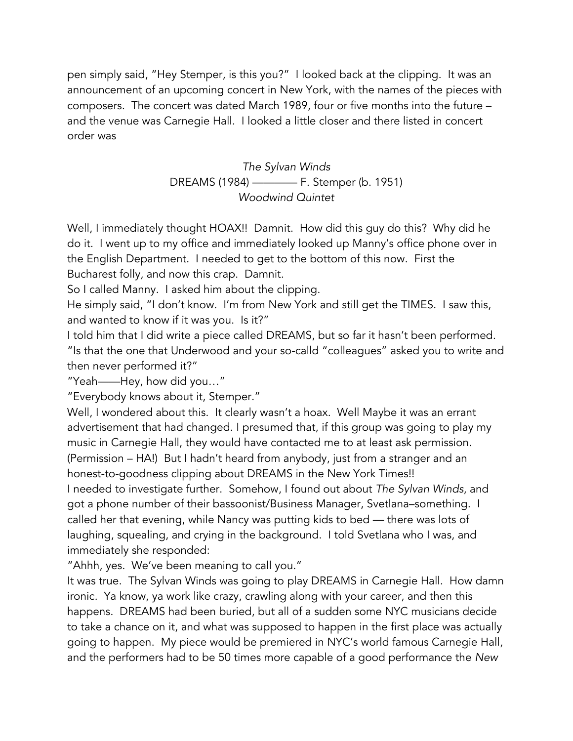pen simply said, "Hey Stemper, is this you?" I looked back at the clipping. It was an announcement of an upcoming concert in New York, with the names of the pieces with composers. The concert was dated March 1989, four or five months into the future – and the venue was Carnegie Hall. I looked a little closer and there listed in concert order was

*The Sylvan Winds*
DREAMS (1984) ———— F. Stemper (b. 1951)
*Woodwind Quintet*

Well, I immediately thought HOAX!! Damnit. How did this guy do this? Why did he do it. I went up to my office and immediately looked up Manny's office phone over in the English Department. I needed to get to the bottom of this now. First the Bucharest folly, and now this crap. Damnit.
So I called Manny. I asked him about the clipping.
He simply said, "I don't know. I'm from New York and still get the TIMES. I saw this, and wanted to know if it was you. Is it?"
I told him that I did write a piece called DREAMS, but so far it hasn't been performed.
"Is that the one that Underwood and your so-calld "colleagues" asked you to write and then never performed it?"
"Yeah——Hey, how did you…"
"Everybody knows about it, Stemper."
Well, I wondered about this. It clearly wasn't a hoax. Well Maybe it was an errant advertisement that had changed. I presumed that, if this group was going to play my music in Carnegie Hall, they would have contacted me to at least ask permission. (Permission – HA!) But I hadn't heard from anybody, just from a stranger and an honest-to-goodness clipping about DREAMS in the New York Times!!
I needed to investigate further. Somehow, I found out about *The Sylvan Winds*, and got a phone number of their bassoonist/Business Manager, Svetlana–something. I called her that evening, while Nancy was putting kids to bed — there was lots of laughing, squealing, and crying in the background. I told Svetlana who I was, and immediately she responded:
"Ahhh, yes. We've been meaning to call you."
It was true. The Sylvan Winds was going to play DREAMS in Carnegie Hall. How damn ironic. Ya know, ya work like crazy, crawling along with your career, and then this happens. DREAMS had been buried, but all of a sudden some NYC musicians decide to take a chance on it, and what was supposed to happen in the first place was actually going to happen. My piece would be premiered in NYC's world famous Carnegie Hall, and the performers had to be 50 times more capable of a good performance the *New*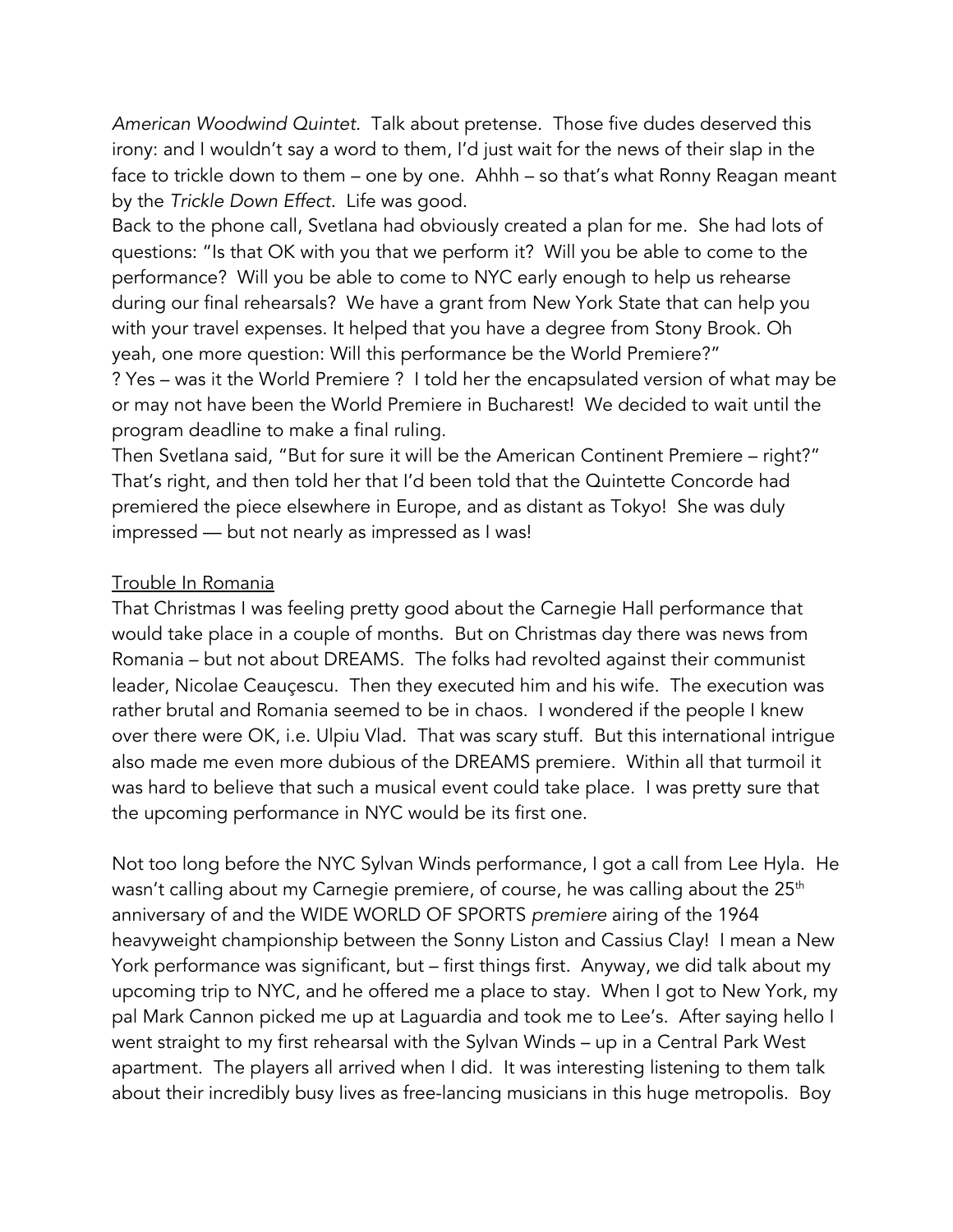*American Woodwind Quintet*. Talk about pretense. Those five dudes deserved this irony: and I wouldn't say a word to them, I'd just wait for the news of their slap in the face to trickle down to them – one by one. Ahhh – so that's what Ronny Reagan meant by the *Trickle Down Effect*. Life was good.

Back to the phone call, Svetlana had obviously created a plan for me. She had lots of questions: "Is that OK with you that we perform it? Will you be able to come to the performance? Will you be able to come to NYC early enough to help us rehearse during our final rehearsals? We have a grant from New York State that can help you with your travel expenses. It helped that you have a degree from Stony Brook. Oh yeah, one more question: Will this performance be the World Premiere?"

? Yes – was it the World Premiere ? I told her the encapsulated version of what may be or may not have been the World Premiere in Bucharest! We decided to wait until the program deadline to make a final ruling.

Then Svetlana said, "But for sure it will be the American Continent Premiere – right?" That's right, and then told her that I'd been told that the Quintette Concorde had premiered the piece elsewhere in Europe, and as distant as Tokyo! She was duly impressed — but not nearly as impressed as I was!

<u>Trouble In Romania</u>

That Christmas I was feeling pretty good about the Carnegie Hall performance that would take place in a couple of months. But on Christmas day there was news from Romania – but not about DREAMS. The folks had revolted against their communist leader, Nicolae Ceauçescu. Then they executed him and his wife. The execution was rather brutal and Romania seemed to be in chaos. I wondered if the people I knew over there were OK, i.e. Ulpiu Vlad. That was scary stuff. But this international intrigue also made me even more dubious of the DREAMS premiere. Within all that turmoil it was hard to believe that such a musical event could take place. I was pretty sure that the upcoming performance in NYC would be its first one.

Not too long before the NYC Sylvan Winds performance, I got a call from Lee Hyla. He wasn't calling about my Carnegie premiere, of course, he was calling about the 25th anniversary of and the WIDE WORLD OF SPORTS *premiere* airing of the 1964 heavyweight championship between the Sonny Liston and Cassius Clay! I mean a New York performance was significant, but – first things first. Anyway, we did talk about my upcoming trip to NYC, and he offered me a place to stay. When I got to New York, my pal Mark Cannon picked me up at Laguardia and took me to Lee's. After saying hello I went straight to my first rehearsal with the Sylvan Winds – up in a Central Park West apartment. The players all arrived when I did. It was interesting listening to them talk about their incredibly busy lives as free-lancing musicians in this huge metropolis. Boy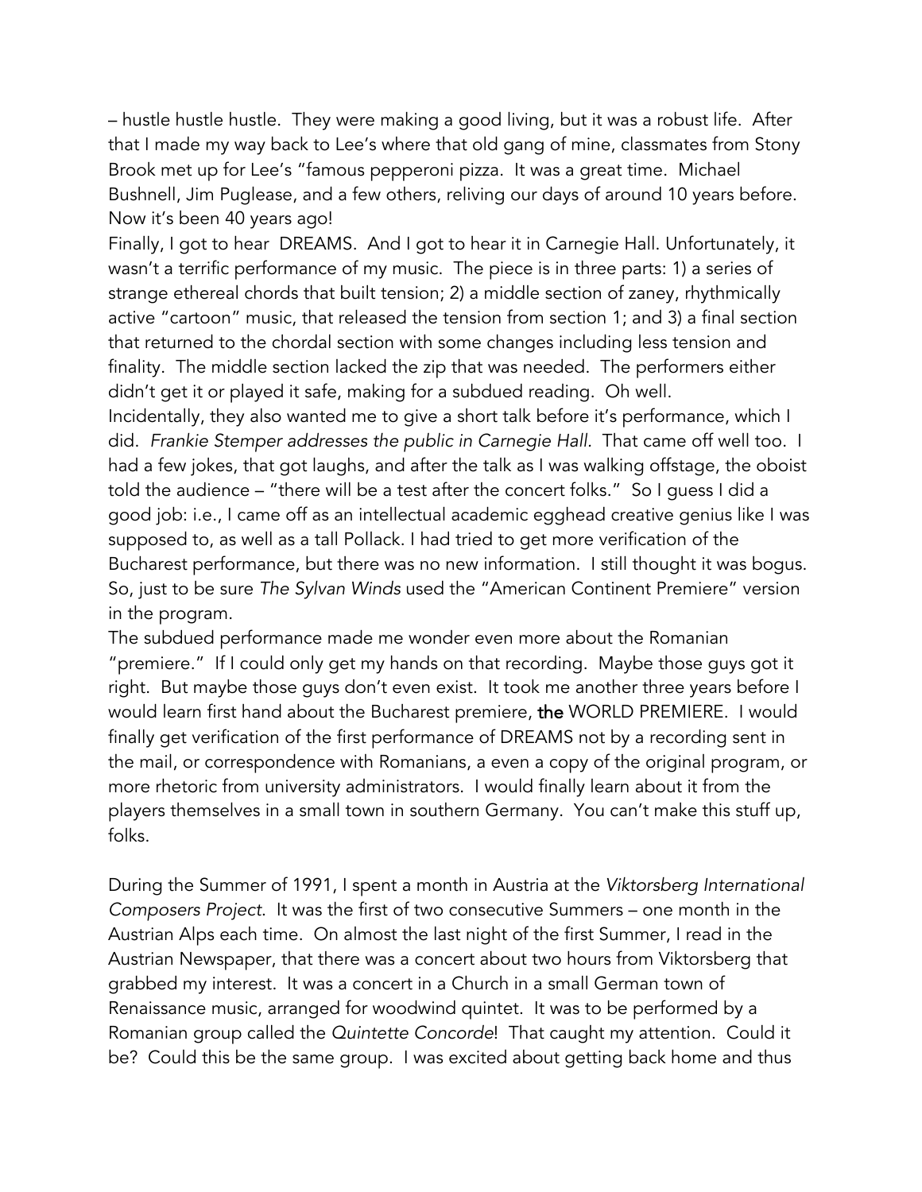– hustle hustle hustle. They were making a good living, but it was a robust life. After that I made my way back to Lee's where that old gang of mine, classmates from Stony Brook met up for Lee's "famous pepperoni pizza. It was a great time. Michael Bushnell, Jim Puglease, and a few others, reliving our days of around 10 years before. Now it's been 40 years ago!

Finally, I got to hear DREAMS. And I got to hear it in Carnegie Hall. Unfortunately, it wasn't a terrific performance of my music. The piece is in three parts: 1) a series of strange ethereal chords that built tension; 2) a middle section of zaney, rhythmically active "cartoon" music, that released the tension from section 1; and 3) a final section that returned to the chordal section with some changes including less tension and finality. The middle section lacked the zip that was needed. The performers either didn't get it or played it safe, making for a subdued reading. Oh well.

Incidentally, they also wanted me to give a short talk before it's performance, which I did. *Frankie Stemper addresses the public in Carnegie Hall.* That came off well too. I had a few jokes, that got laughs, and after the talk as I was walking offstage, the oboist told the audience – "there will be a test after the concert folks." So I guess I did a good job: i.e., I came off as an intellectual academic egghead creative genius like I was supposed to, as well as a tall Pollack. I had tried to get more verification of the Bucharest performance, but there was no new information. I still thought it was bogus. So, just to be sure *The Sylvan Winds* used the "American Continent Premiere" version in the program.

The subdued performance made me wonder even more about the Romanian "premiere." If I could only get my hands on that recording. Maybe those guys got it right. But maybe those guys don't even exist. It took me another three years before I would learn first hand about the Bucharest premiere, the WORLD PREMIERE. I would finally get verification of the first performance of DREAMS not by a recording sent in the mail, or correspondence with Romanians, a even a copy of the original program, or more rhetoric from university administrators. I would finally learn about it from the players themselves in a small town in southern Germany. You can't make this stuff up, folks.

During the Summer of 1991, I spent a month in Austria at the *Viktorsberg International Composers Project*. It was the first of two consecutive Summers – one month in the Austrian Alps each time. On almost the last night of the first Summer, I read in the Austrian Newspaper, that there was a concert about two hours from Viktorsberg that grabbed my interest. It was a concert in a Church in a small German town of Renaissance music, arranged for woodwind quintet. It was to be performed by a Romanian group called the *Quintette Concorde*! That caught my attention. Could it be? Could this be the same group. I was excited about getting back home and thus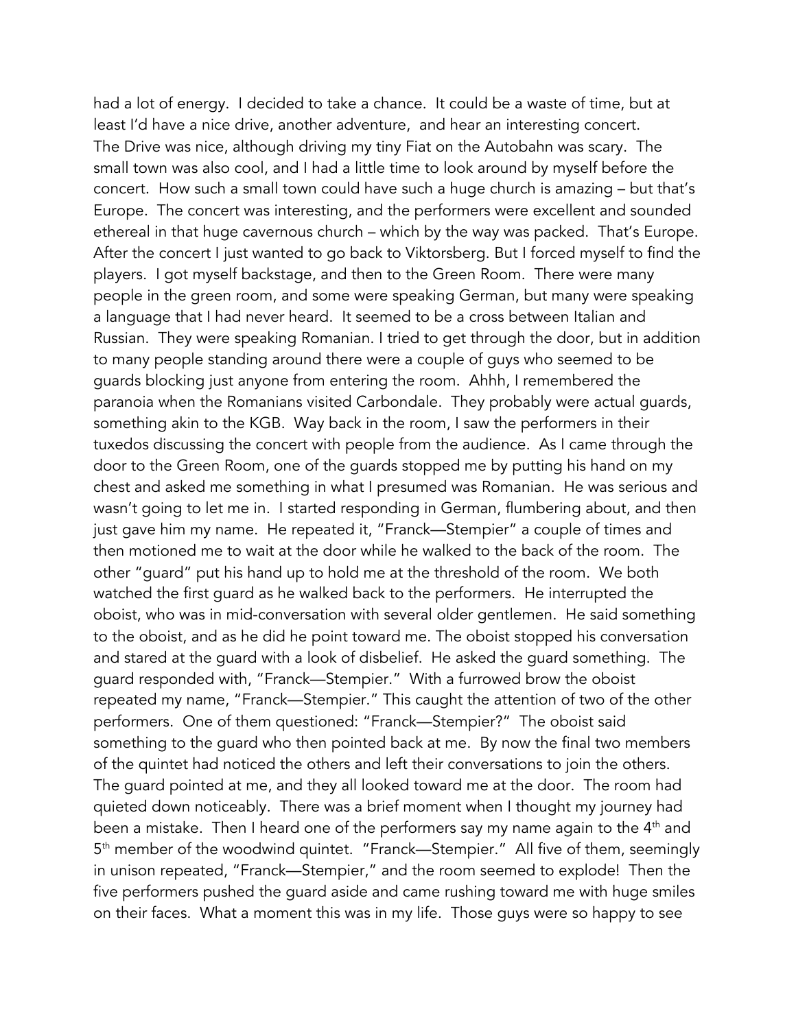had a lot of energy. I decided to take a chance. It could be a waste of time, but at least I'd have a nice drive, another adventure, and hear an interesting concert.

The Drive was nice, although driving my tiny Fiat on the Autobahn was scary. The small town was also cool, and I had a little time to look around by myself before the concert. How such a small town could have such a huge church is amazing – but that's Europe. The concert was interesting, and the performers were excellent and sounded ethereal in that huge cavernous church – which by the way was packed. That's Europe. After the concert I just wanted to go back to Viktorsberg. But I forced myself to find the players. I got myself backstage, and then to the Green Room. There were many people in the green room, and some were speaking German, but many were speaking a language that I had never heard. It seemed to be a cross between Italian and Russian. They were speaking Romanian. I tried to get through the door, but in addition to many people standing around there were a couple of guys who seemed to be guards blocking just anyone from entering the room. Ahhh, I remembered the paranoia when the Romanians visited Carbondale. They probably were actual guards, something akin to the KGB. Way back in the room, I saw the performers in their tuxedos discussing the concert with people from the audience. As I came through the door to the Green Room, one of the guards stopped me by putting his hand on my chest and asked me something in what I presumed was Romanian. He was serious and wasn't going to let me in. I started responding in German, flumbering about, and then just gave him my name. He repeated it, "Franck—Stempier" a couple of times and then motioned me to wait at the door while he walked to the back of the room. The other "guard" put his hand up to hold me at the threshold of the room. We both watched the first guard as he walked back to the performers. He interrupted the oboist, who was in mid-conversation with several older gentlemen. He said something to the oboist, and as he did he point toward me. The oboist stopped his conversation and stared at the guard with a look of disbelief. He asked the guard something. The guard responded with, "Franck—Stempier." With a furrowed brow the oboist repeated my name, "Franck—Stempier." This caught the attention of two of the other performers. One of them questioned: "Franck—Stempier?" The oboist said something to the guard who then pointed back at me. By now the final two members of the quintet had noticed the others and left their conversations to join the others. The guard pointed at me, and they all looked toward me at the door. The room had quieted down noticeably. There was a brief moment when I thought my journey had been a mistake. Then I heard one of the performers say my name again to the 4th and 5th member of the woodwind quintet. "Franck—Stempier." All five of them, seemingly in unison repeated, "Franck—Stempier," and the room seemed to explode! Then the five performers pushed the guard aside and came rushing toward me with huge smiles on their faces. What a moment this was in my life. Those guys were so happy to see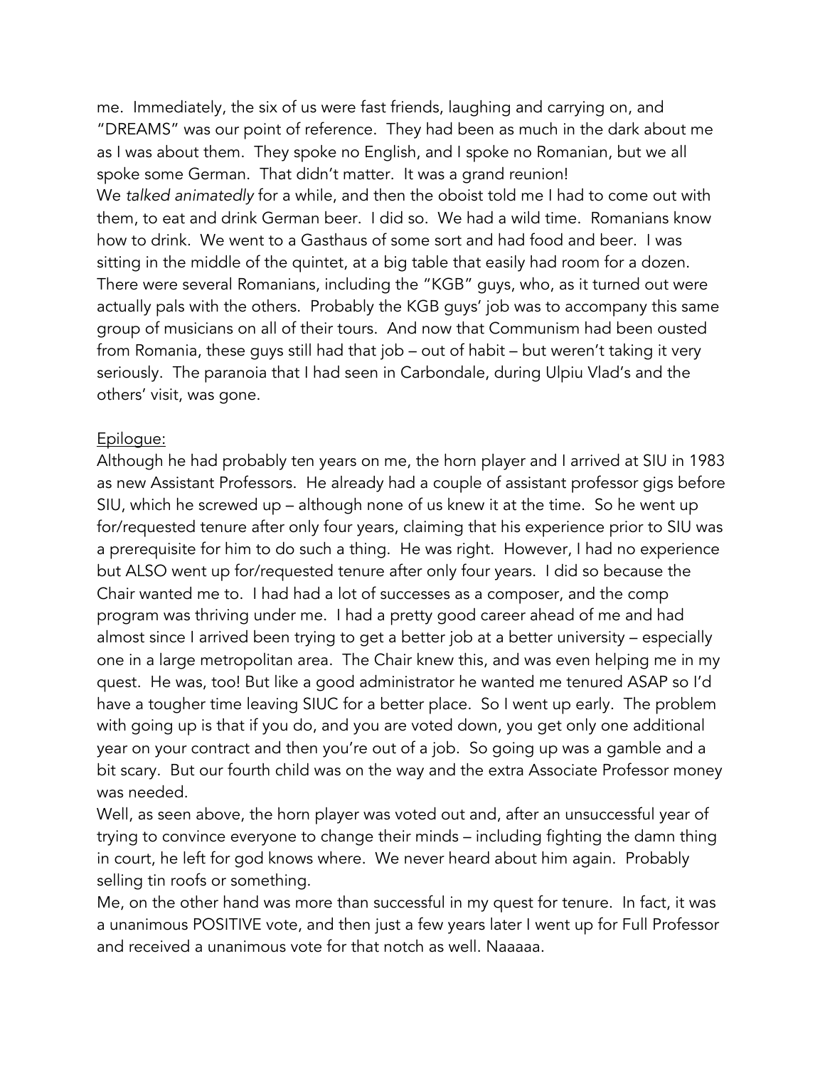me. Immediately, the six of us were fast friends, laughing and carrying on, and "DREAMS" was our point of reference. They had been as much in the dark about me as I was about them. They spoke no English, and I spoke no Romanian, but we all spoke some German. That didn't matter. It was a grand reunion!
We *talked animatedly* for a while, and then the oboist told me I had to come out with them, to eat and drink German beer. I did so. We had a wild time. Romanians know how to drink. We went to a Gasthaus of some sort and had food and beer. I was sitting in the middle of the quintet, at a big table that easily had room for a dozen. There were several Romanians, including the "KGB" guys, who, as it turned out were actually pals with the others. Probably the KGB guys' job was to accompany this same group of musicians on all of their tours. And now that Communism had been ousted from Romania, these guys still had that job – out of habit – but weren't taking it very seriously. The paranoia that I had seen in Carbondale, during Ulpiu Vlad's and the others' visit, was gone.

<u>Epilogue:</u>
Although he had probably ten years on me, the horn player and I arrived at SIU in 1983 as new Assistant Professors. He already had a couple of assistant professor gigs before SIU, which he screwed up – although none of us knew it at the time. So he went up for/requested tenure after only four years, claiming that his experience prior to SIU was a prerequisite for him to do such a thing. He was right. However, I had no experience but ALSO went up for/requested tenure after only four years. I did so because the Chair wanted me to. I had had a lot of successes as a composer, and the comp program was thriving under me. I had a pretty good career ahead of me and had almost since I arrived been trying to get a better job at a better university – especially one in a large metropolitan area. The Chair knew this, and was even helping me in my quest. He was, too! But like a good administrator he wanted me tenured ASAP so I'd have a tougher time leaving SIUC for a better place. So I went up early. The problem with going up is that if you do, and you are voted down, you get only one additional year on your contract and then you're out of a job. So going up was a gamble and a bit scary. But our fourth child was on the way and the extra Associate Professor money was needed.
Well, as seen above, the horn player was voted out and, after an unsuccessful year of trying to convince everyone to change their minds – including fighting the damn thing in court, he left for god knows where. We never heard about him again. Probably selling tin roofs or something.
Me, on the other hand was more than successful in my quest for tenure. In fact, it was a unanimous POSITIVE vote, and then just a few years later I went up for Full Professor and received a unanimous vote for that notch as well. Naaaaa.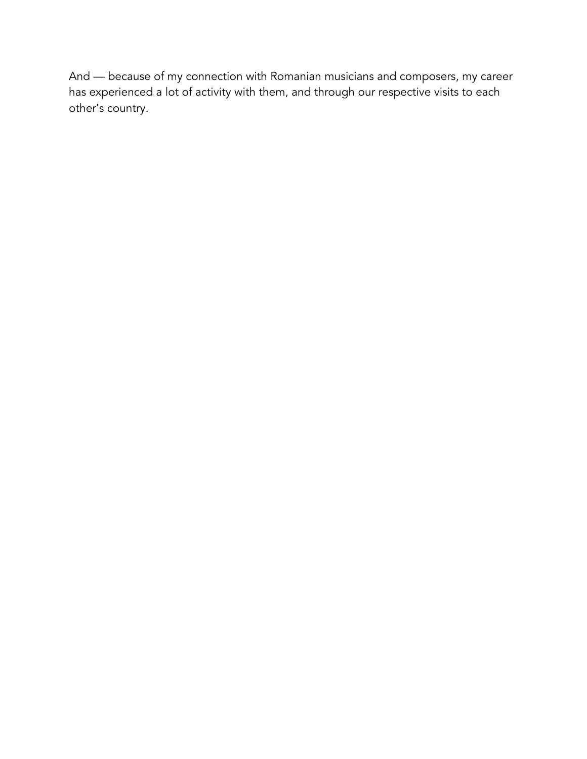And — because of my connection with Romanian musicians and composers, my career has experienced a lot of activity with them, and through our respective visits to each other's country.